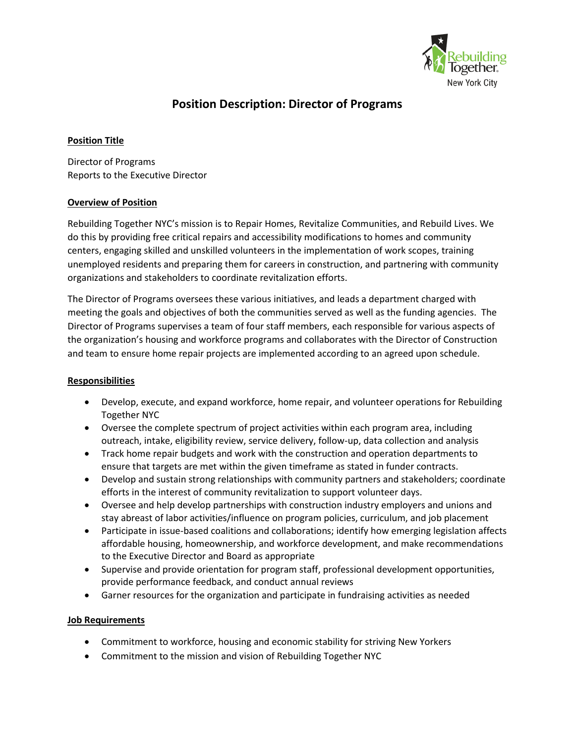# Position Description: Director of Programs

**Position Title**

Director of Programs
Reports to the Executive Director

**Overview of Position**

Rebuilding Together NYC's mission is to Repair Homes, Revitalize Communities, and Rebuild Lives. We do this by providing free critical repairs and accessibility modifications to homes and community centers, engaging skilled and unskilled volunteers in the implementation of work scopes, training unemployed residents and preparing them for careers in construction, and partnering with community organizations and stakeholders to coordinate revitalization efforts.

The Director of Programs oversees these various initiatives, and leads a department charged with meeting the goals and objectives of both the communities served as well as the funding agencies. The Director of Programs supervises a team of four staff members, each responsible for various aspects of the organization's housing and workforce programs and collaborates with the Director of Construction and team to ensure home repair projects are implemented according to an agreed upon schedule.

**Responsibilities**

- Develop, execute, and expand workforce, home repair, and volunteer operations for Rebuilding Together NYC
- Oversee the complete spectrum of project activities within each program area, including outreach, intake, eligibility review, service delivery, follow-up, data collection and analysis
- Track home repair budgets and work with the construction and operation departments to ensure that targets are met within the given timeframe as stated in funder contracts.
- Develop and sustain strong relationships with community partners and stakeholders; coordinate efforts in the interest of community revitalization to support volunteer days.
- Oversee and help develop partnerships with construction industry employers and unions and stay abreast of labor activities/influence on program policies, curriculum, and job placement
- Participate in issue-based coalitions and collaborations; identify how emerging legislation affects affordable housing, homeownership, and workforce development, and make recommendations to the Executive Director and Board as appropriate
- Supervise and provide orientation for program staff, professional development opportunities, provide performance feedback, and conduct annual reviews
- Garner resources for the organization and participate in fundraising activities as needed

**Job Requirements**

- Commitment to workforce, housing and economic stability for striving New Yorkers
- Commitment to the mission and vision of Rebuilding Together NYC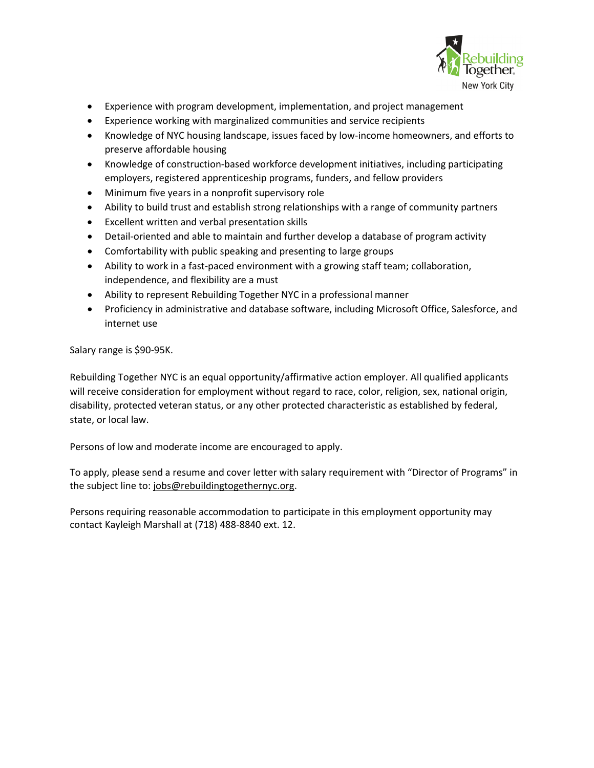- Experience with program development, implementation, and project management
- Experience working with marginalized communities and service recipients
- Knowledge of NYC housing landscape, issues faced by low-income homeowners, and efforts to preserve affordable housing
- Knowledge of construction-based workforce development initiatives, including participating employers, registered apprenticeship programs, funders, and fellow providers
- Minimum five years in a nonprofit supervisory role
- Ability to build trust and establish strong relationships with a range of community partners
- Excellent written and verbal presentation skills
- Detail-oriented and able to maintain and further develop a database of program activity
- Comfortability with public speaking and presenting to large groups
- Ability to work in a fast-paced environment with a growing staff team; collaboration, independence, and flexibility are a must
- Ability to represent Rebuilding Together NYC in a professional manner
- Proficiency in administrative and database software, including Microsoft Office, Salesforce, and internet use

Salary range is $90-95K.

Rebuilding Together NYC is an equal opportunity/affirmative action employer. All qualified applicants will receive consideration for employment without regard to race, color, religion, sex, national origin, disability, protected veteran status, or any other protected characteristic as established by federal, state, or local law.

Persons of low and moderate income are encouraged to apply.

To apply, please send a resume and cover letter with salary requirement with "Director of Programs" in the subject line to: jobs@rebuildingtogethernyc.org.

Persons requiring reasonable accommodation to participate in this employment opportunity may contact Kayleigh Marshall at (718) 488-8840 ext. 12.